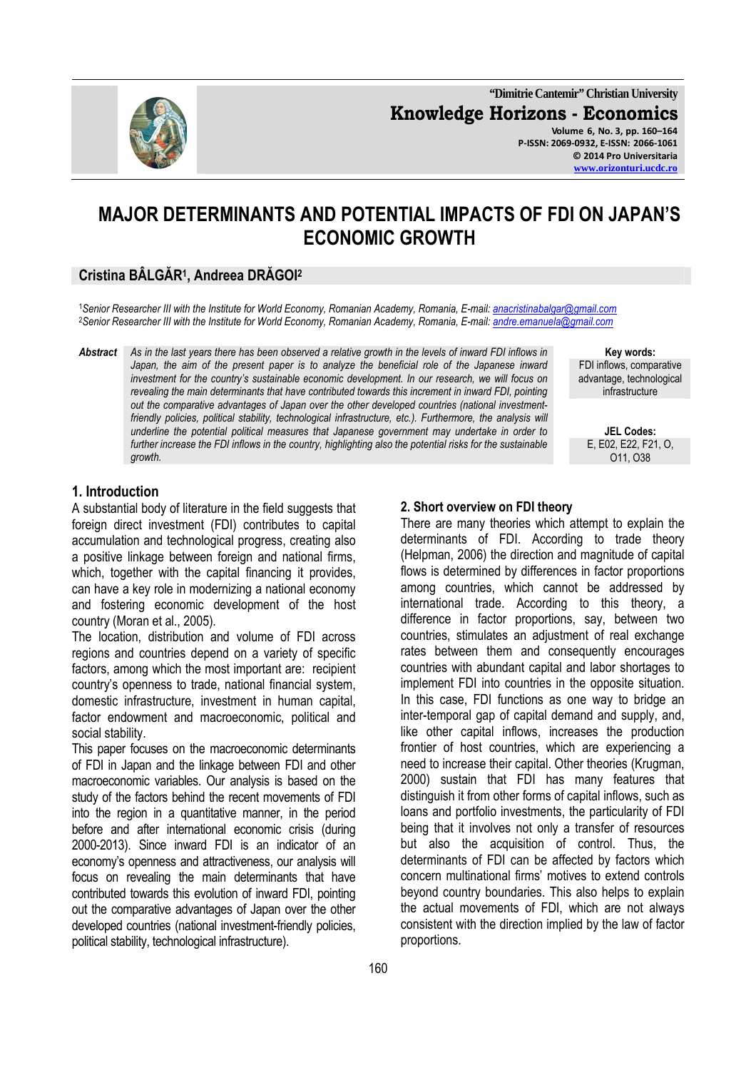# MAJOR DETERMINANTS AND POTENTIAL IMPACTS OF FDI ON JAPAN'S ECONOMIC GROWTH

**Cristina BÂLGĂR[1], Andrea DRĂGOI[2]**

[1]*Senior Researcher III with the Institute for World Economy, Romanian Academy, Romania, E-mail: anacristinabalgar@gmail.com*
[2]*Senior Researcher III with the Institute for World Economy, Romanian Academy, Romania, E-mail: andre.emanuela@gmail.com*

**Abstract** *As in the last years there has been observed a relative growth in the levels of inward FDI inflows in Japan, the aim of the present paper is to analyze the beneficial role of the Japanese inward investment for the country's sustainable economic development. In our research, we will focus on revealing the main determinants that have contributed towards this increment in inward FDI, pointing out the comparative advantages of Japan over the other developed countries (national investment-friendly policies, political stability, technological infrastructure, etc.). Furthermore, the analysis will underline the potential political measures that Japanese government may undertake in order to further increase the FDI inflows in the country, highlighting also the potential risks for the sustainable growth.*

**Key words:** FDI inflows, comparative advantage, technological infrastructure

**JEL Codes:** E, E02, E22, F21, O, O11, O38

## 1. Introduction

A substantial body of literature in the field suggests that foreign direct investment (FDI) contributes to capital accumulation and technological progress, creating also a positive linkage between foreign and national firms, which, together with the capital financing it provides, can have a key role in modernizing a national economy and fostering economic development of the host country (Moran et al., 2005).

The location, distribution and volume of FDI across regions and countries depend on a variety of specific factors, among which the most important are: recipient country's openness to trade, national financial system, domestic infrastructure, investment in human capital, factor endowment and macroeconomic, political and social stability.

This paper focuses on the macroeconomic determinants of FDI in Japan and the linkage between FDI and other macroeconomic variables. Our analysis is based on the study of the factors behind the recent movements of FDI into the region in a quantitative manner, in the period before and after international economic crisis (during 2000-2013). Since inward FDI is an indicator of an economy's openness and attractiveness, our analysis will focus on revealing the main determinants that have contributed towards this evolution of inward FDI, pointing out the comparative advantages of Japan over the other developed countries (national investment-friendly policies, political stability, technological infrastructure).

## 2. Short overview on FDI theory

There are many theories which attempt to explain the determinants of FDI. According to trade theory (Helpman, 2006) the direction and magnitude of capital flows is determined by differences in factor proportions among countries, which cannot be addressed by international trade. According to this theory, a difference in factor proportions, say, between two countries, stimulates an adjustment of real exchange rates between them and consequently encourages countries with abundant capital and labor shortages to implement FDI into countries in the opposite situation. In this case, FDI functions as one way to bridge an inter-temporal gap of capital demand and supply, and, like other capital inflows, increases the production frontier of host countries, which are experiencing a need to increase their capital. Other theories (Krugman, 2000) sustain that FDI has many features that distinguish it from other forms of capital inflows, such as loans and portfolio investments, the particularity of FDI being that it involves not only a transfer of resources but also the acquisition of control. Thus, the determinants of FDI can be affected by factors which concern multinational firms' motives to extend controls beyond country boundaries. This also helps to explain the actual movements of FDI, which are not always consistent with the direction implied by the law of factor proportions.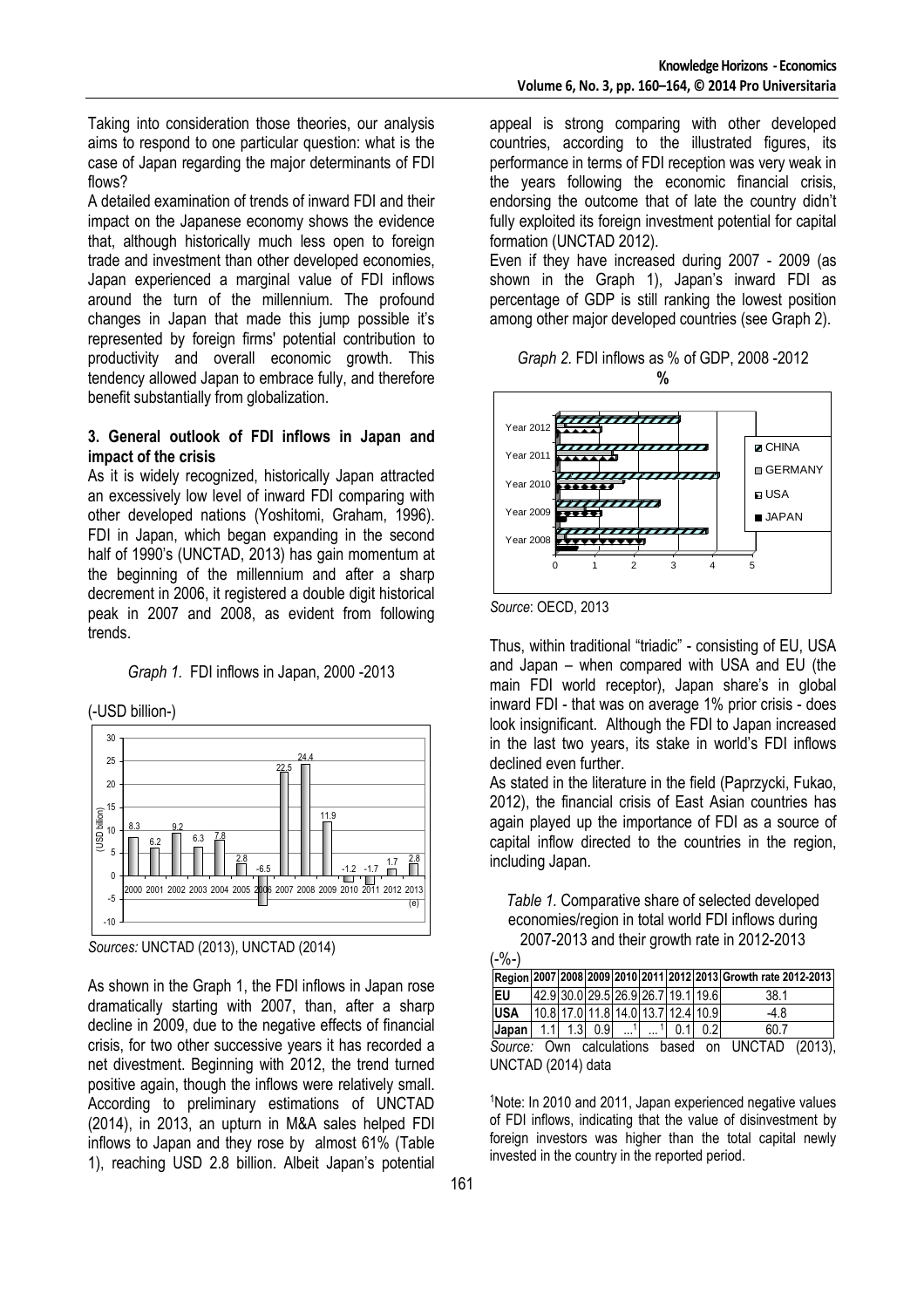Taking into consideration those theories, our analysis aims to respond to one particular question: what is the case of Japan regarding the major determinants of FDI flows?

A detailed examination of trends of inward FDI and their impact on the Japanese economy shows the evidence that, although historically much less open to foreign trade and investment than other developed economies, Japan experienced a marginal value of FDI inflows around the turn of the millennium. The profound changes in Japan that made this jump possible it's represented by foreign firms' potential contribution to productivity and overall economic growth. This tendency allowed Japan to embrace fully, and therefore benefit substantially from globalization.

### 3. General outlook of FDI inflows in Japan and impact of the crisis

As it is widely recognized, historically Japan attracted an excessively low level of inward FDI comparing with other developed nations (Yoshitomi, Graham, 1996). FDI in Japan, which began expanding in the second half of 1990's (UNCTAD, 2013) has gain momentum at the beginning of the millennium and after a sharp decrement in 2006, it registered a double digit historical peak in 2007 and 2008, as evident from following trends.

*Graph 1.* FDI inflows in Japan, 2000 -2013

(-USD billion-)

*Sources:* UNCTAD (2013), UNCTAD (2014)

As shown in the Graph 1, the FDI inflows in Japan rose dramatically starting with 2007, than, after a sharp decline in 2009, due to the negative effects of financial crisis, for two other successive years it has recorded a net divestment. Beginning with 2012, the trend turned positive again, though the inflows were relatively small. According to preliminary estimations of UNCTAD (2014), in 2013, an upturn in M&A sales helped FDI inflows to Japan and they rose by almost 61% (Table 1), reaching USD 2.8 billion. Albeit Japan's potential appeal is strong comparing with other developed countries, according to the illustrated figures, its performance in terms of FDI reception was very weak in the years following the economic financial crisis, endorsing the outcome that of late the country didn't fully exploited its foreign investment potential for capital formation (UNCTAD 2012).

Even if they have increased during 2007 - 2009 (as shown in the Graph 1), Japan's inward FDI as percentage of GDP is still ranking the lowest position among other major developed countries (see Graph 2).

*Graph 2.* FDI inflows as % of GDP, 2008 -2012

*Source*: OECD, 2013

Thus, within traditional "triadic" - consisting of EU, USA and Japan – when compared with USA and EU (the main FDI world receptor), Japan share's in global inward FDI - that was on average 1% prior crisis - does look insignificant. Although the FDI to Japan increased in the last two years, its stake in world's FDI inflows declined even further.

As stated in the literature in the field (Paprzycki, Fukao, 2012), the financial crisis of East Asian countries has again played up the importance of FDI as a source of capital inflow directed to the countries in the region, including Japan.

*Table 1.* Comparative share of selected developed economies/region in total world FDI inflows during 2007-2013 and their growth rate in 2012-2013

(-%-)

| Region | 2007 | 2008 | 2009 | 2010 | 2011 | 2012 | 2013 | Growth rate 2012-2013 |
|---|---|---|---|---|---|---|---|---|
| EU | 42.9 | 30.0 | 29.5 | 26.9 | 26.7 | 19.1 | 19.6 | 38.1 |
| USA | 10.8 | 17.0 | 11.8 | 14.0 | 13.7 | 12.4 | 10.9 | -4.8 |
| Japan | 1.1 | 1.3 | 0.9 | ...[1] | ...[1] | 0.1 | 0.2 | 60.7 |

*Source:* Own calculations based on UNCTAD (2013), UNCTAD (2014) data

[1]Note: In 2010 and 2011, Japan experienced negative values of FDI inflows, indicating that the value of disinvestment by foreign investors was higher than the total capital newly invested in the country in the reported period.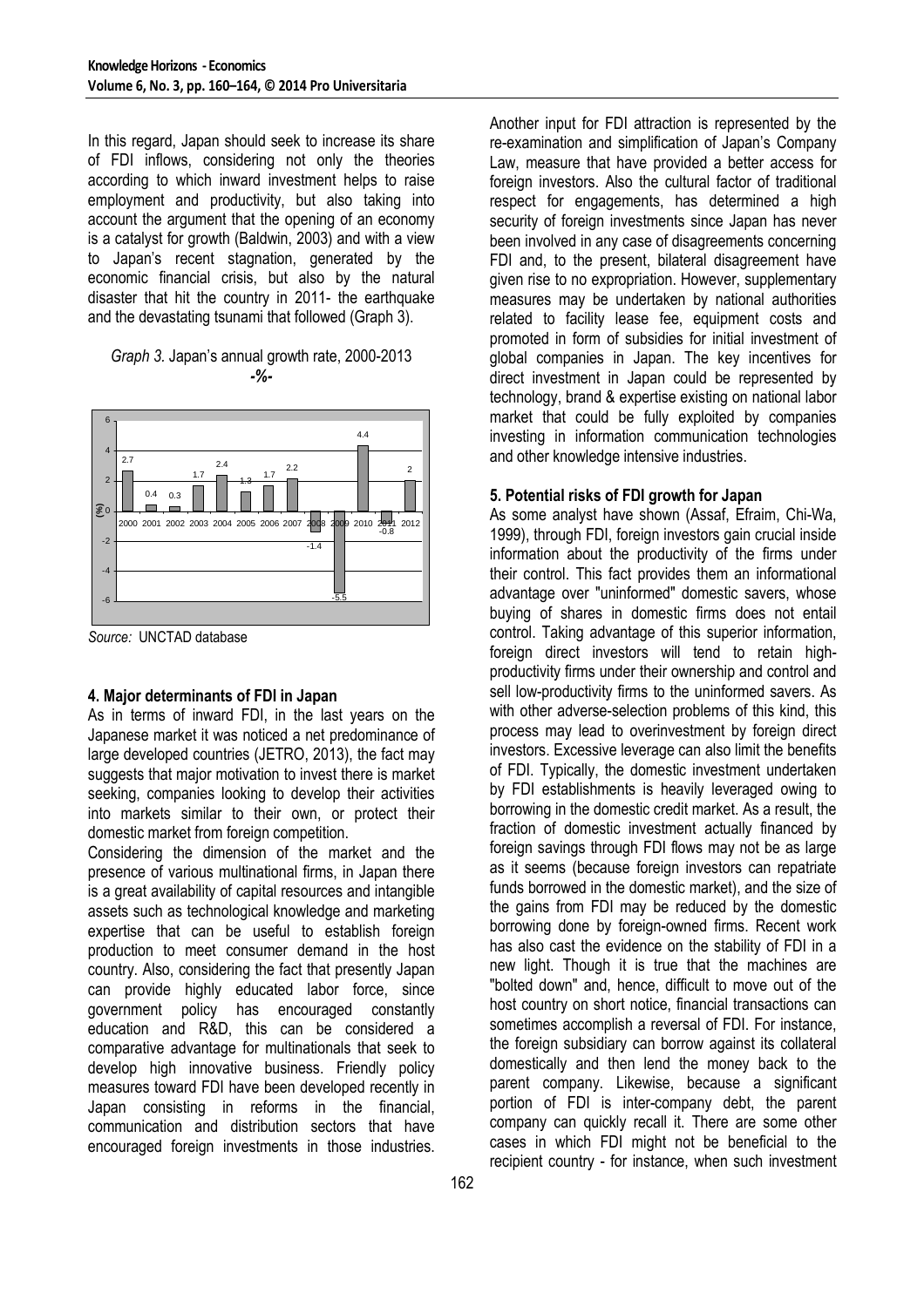In this regard, Japan should seek to increase its share of FDI inflows, considering not only the theories according to which inward investment helps to raise employment and productivity, but also taking into account the argument that the opening of an economy is a catalyst for growth (Baldwin, 2003) and with a view to Japan's recent stagnation, generated by the economic financial crisis, but also by the natural disaster that hit the country in 2011- the earthquake and the devastating tsunami that followed (Graph 3).

*Graph 3.* Japan's annual growth rate, 2000-2013

**-%-**

| Year | 2000 | 2001 | 2002 | 2003 | 2004 | 2005 | 2006 | 2007 | 2008 | 2009 | 2010 | 2011 | 2012 |
|---|---|---|---|---|---|---|---|---|---|---|---|---|---|
| (%) | 2.7 | 0.4 | 0.3 | 1.7 | 2.4 | 1.3 | 1.7 | 2.2 | -1.4 | -5.5 | 4.4 | -0.8 | 2 |

*Source:* UNCTAD database

## 4. Major determinants of FDI in Japan

As in terms of inward FDI, in the last years on the Japanese market it was noticed a net predominance of large developed countries (JETRO, 2013), the fact may suggests that major motivation to invest there is market seeking, companies looking to develop their activities into markets similar to their own, or protect their domestic market from foreign competition.

Considering the dimension of the market and the presence of various multinational firms, in Japan there is a great availability of capital resources and intangible assets such as technological knowledge and marketing expertise that can be useful to establish foreign production to meet consumer demand in the host country. Also, considering the fact that presently Japan can provide highly educated labor force, since government policy has encouraged constantly education and R&D, this can be considered a comparative advantage for multinationals that seek to develop high innovative business. Friendly policy measures toward FDI have been developed recently in Japan consisting in reforms in the financial, communication and distribution sectors that have encouraged foreign investments in those industries. Another input for FDI attraction is represented by the re-examination and simplification of Japan's Company Law, measure that have provided a better access for foreign investors. Also the cultural factor of traditional respect for engagements, has determined a high security of foreign investments since Japan has never been involved in any case of disagreements concerning FDI and, to the present, bilateral disagreement have given rise to no expropriation. However, supplementary measures may be undertaken by national authorities related to facility lease fee, equipment costs and promoted in form of subsidies for initial investment of global companies in Japan. The key incentives for direct investment in Japan could be represented by technology, brand & expertise existing on national labor market that could be fully exploited by companies investing in information communication technologies and other knowledge intensive industries.

## 5. Potential risks of FDI growth for Japan

As some analyst have shown (Assaf, Efraim, Chi-Wa, 1999), through FDI, foreign investors gain crucial inside information about the productivity of the firms under their control. This fact provides them an informational advantage over "uninformed" domestic savers, whose buying of shares in domestic firms does not entail control. Taking advantage of this superior information, foreign direct investors will tend to retain high-productivity firms under their ownership and control and sell low-productivity firms to the uninformed savers. As with other adverse-selection problems of this kind, this process may lead to overinvestment by foreign direct investors. Excessive leverage can also limit the benefits of FDI. Typically, the domestic investment undertaken by FDI establishments is heavily leveraged owing to borrowing in the domestic credit market. As a result, the fraction of domestic investment actually financed by foreign savings through FDI flows may not be as large as it seems (because foreign investors can repatriate funds borrowed in the domestic market), and the size of the gains from FDI may be reduced by the domestic borrowing done by foreign-owned firms. Recent work has also cast the evidence on the stability of FDI in a new light. Though it is true that the machines are "bolted down" and, hence, difficult to move out of the host country on short notice, financial transactions can sometimes accomplish a reversal of FDI. For instance, the foreign subsidiary can borrow against its collateral domestically and then lend the money back to the parent company. Likewise, because a significant portion of FDI is inter-company debt, the parent company can quickly recall it. There are some other cases in which FDI might not be beneficial to the recipient country - for instance, when such investment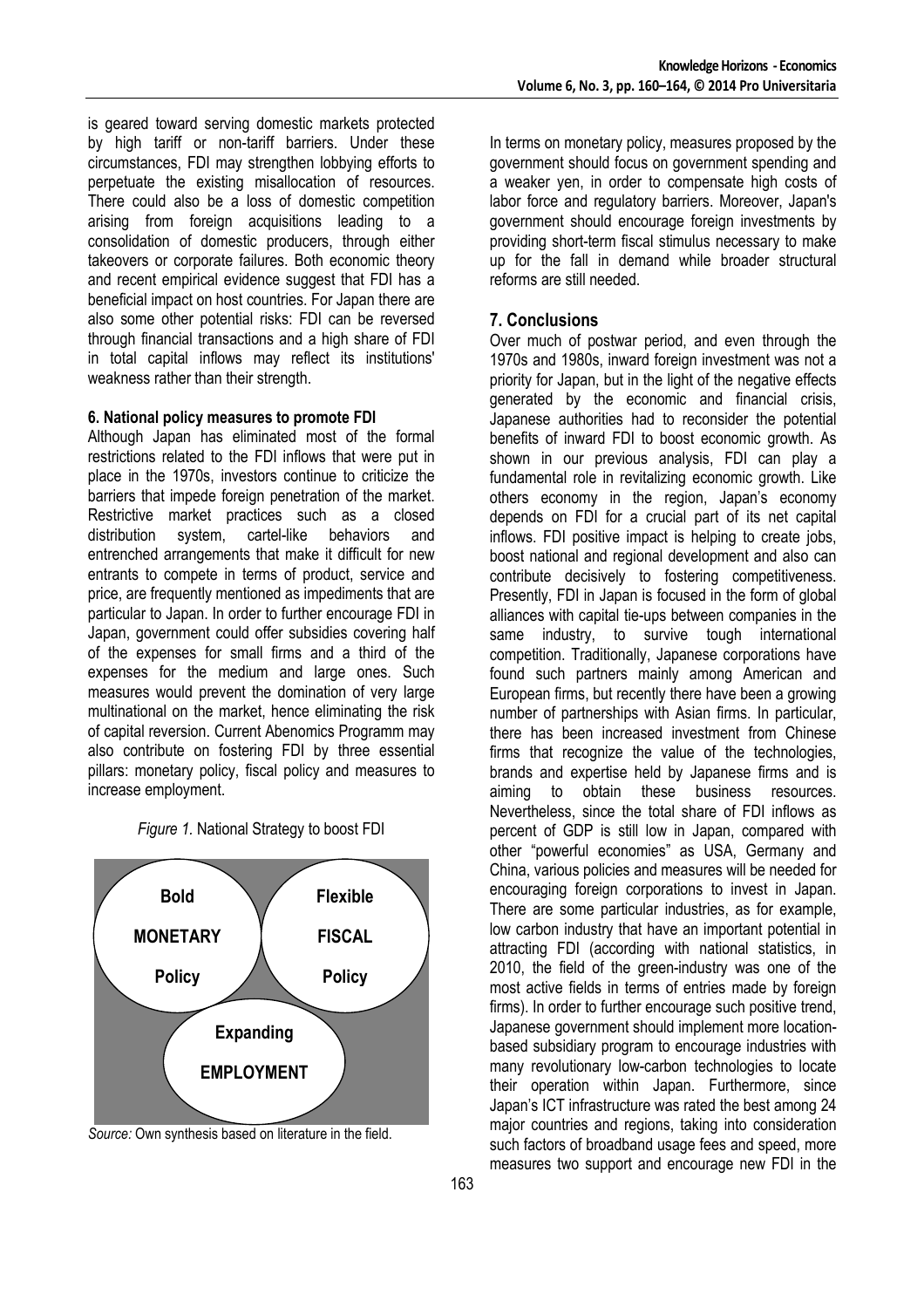is geared toward serving domestic markets protected by high tariff or non-tariff barriers. Under these circumstances, FDI may strengthen lobbying efforts to perpetuate the existing misallocation of resources. There could also be a loss of domestic competition arising from foreign acquisitions leading to a consolidation of domestic producers, through either takeovers or corporate failures. Both economic theory and recent empirical evidence suggest that FDI has a beneficial impact on host countries. For Japan there are also some other potential risks: FDI can be reversed through financial transactions and a high share of FDI in total capital inflows may reflect its institutions' weakness rather than their strength.

### 6. National policy measures to promote FDI

Although Japan has eliminated most of the formal restrictions related to the FDI inflows that were put in place in the 1970s, investors continue to criticize the barriers that impede foreign penetration of the market. Restrictive market practices such as a closed distribution system, cartel-like behaviors and entrenched arrangements that make it difficult for new entrants to compete in terms of product, service and price, are frequently mentioned as impediments that are particular to Japan. In order to further encourage FDI in Japan, government could offer subsidies covering half of the expenses for small firms and a third of the expenses for the medium and large ones. Such measures would prevent the domination of very large multinational on the market, hence eliminating the risk of capital reversion. Current Abenomics Programm may also contribute on fostering FDI by three essential pillars: monetary policy, fiscal policy and measures to increase employment.

*Figure 1*. National Strategy to boost FDI

Bold MONETARY Policy

Flexible FISCAL Policy

Expanding EMPLOYMENT

*Source:* Own synthesis based on literature in the field.

In terms on monetary policy, measures proposed by the government should focus on government spending and a weaker yen, in order to compensate high costs of labor force and regulatory barriers. Moreover, Japan's government should encourage foreign investments by providing short-term fiscal stimulus necessary to make up for the fall in demand while broader structural reforms are still needed.

## 7. Conclusions

Over much of postwar period, and even through the 1970s and 1980s, inward foreign investment was not a priority for Japan, but in the light of the negative effects generated by the economic and financial crisis, Japanese authorities had to reconsider the potential benefits of inward FDI to boost economic growth. As shown in our previous analysis, FDI can play a fundamental role in revitalizing economic growth. Like others economy in the region, Japan's economy depends on FDI for a crucial part of its net capital inflows. FDI positive impact is helping to create jobs, boost national and regional development and also can contribute decisively to fostering competitiveness. Presently, FDI in Japan is focused in the form of global alliances with capital tie-ups between companies in the same industry, to survive tough international competition. Traditionally, Japanese corporations have found such partners mainly among American and European firms, but recently there have been a growing number of partnerships with Asian firms. In particular, there has been increased investment from Chinese firms that recognize the value of the technologies, brands and expertise held by Japanese firms and is aiming to obtain these business resources. Nevertheless, since the total share of FDI inflows as percent of GDP is still low in Japan, compared with other "powerful economies" as USA, Germany and China, various policies and measures will be needed for encouraging foreign corporations to invest in Japan. There are some particular industries, as for example, low carbon industry that have an important potential in attracting FDI (according with national statistics, in 2010, the field of the green-industry was one of the most active fields in terms of entries made by foreign firms). In order to further encourage such positive trend, Japanese government should implement more location-based subsidiary program to encourage industries with many revolutionary low-carbon technologies to locate their operation within Japan. Furthermore, since Japan's ICT infrastructure was rated the best among 24 major countries and regions, taking into consideration such factors of broadband usage fees and speed, more measures two support and encourage new FDI in the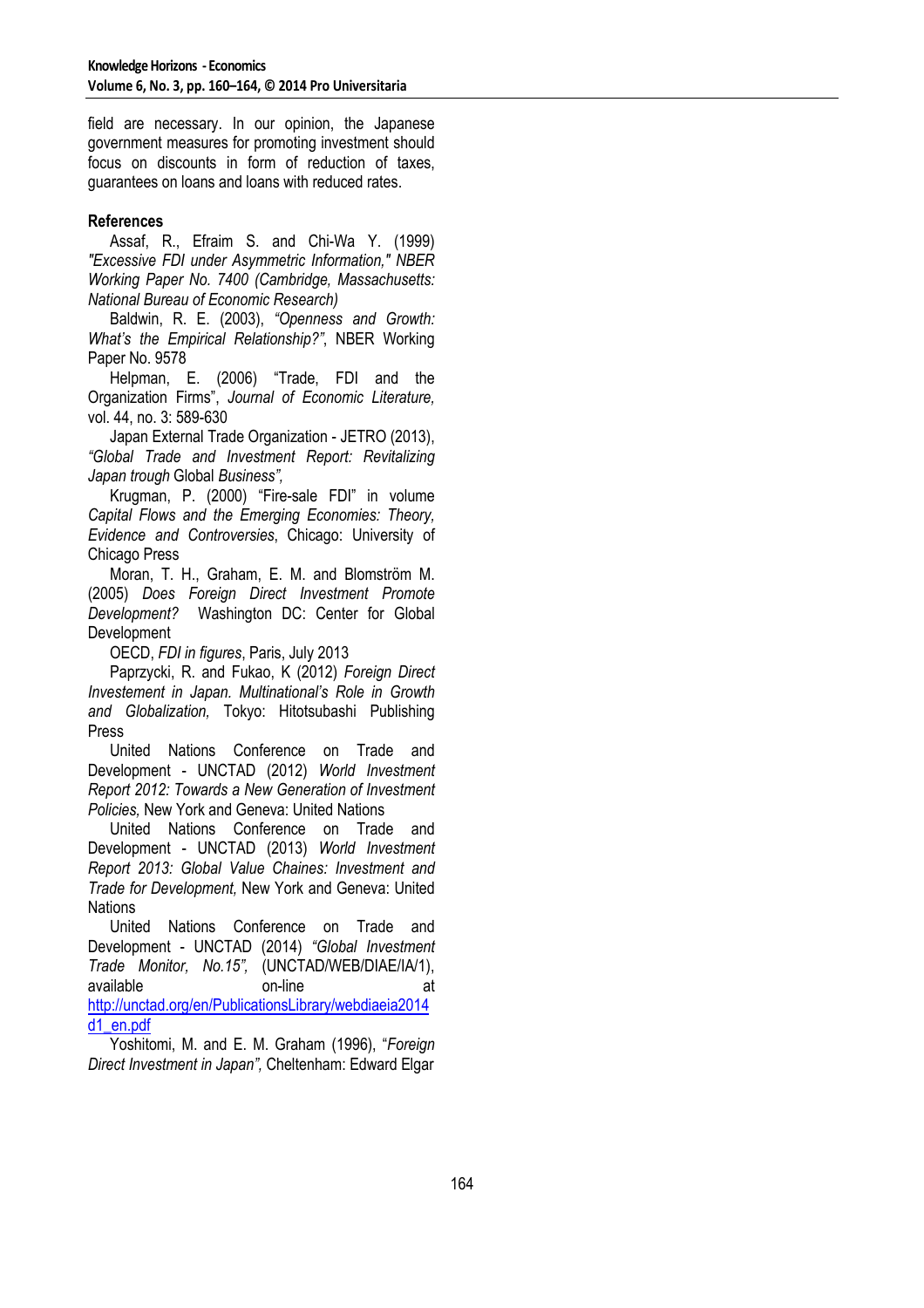field are necessary. In our opinion, the Japanese government measures for promoting investment should focus on discounts in form of reduction of taxes, guarantees on loans and loans with reduced rates.

## References

Assaf, R., Efraim S. and Chi-Wa Y. (1999) *"Excessive FDI under Asymmetric Information," NBER Working Paper No. 7400 (Cambridge, Massachusetts: National Bureau of Economic Research)*

Baldwin, R. E. (2003), *"Openness and Growth: What's the Empirical Relationship?"*, NBER Working Paper No. 9578

Helpman, E. (2006) "Trade, FDI and the Organization Firms", *Journal of Economic Literature,* vol. 44, no. 3: 589-630

Japan External Trade Organization - JETRO (2013), *"Global Trade and Investment Report: Revitalizing Japan trough* Global *Business",*

Krugman, P. (2000) "Fire-sale FDI" in volume *Capital Flows and the Emerging Economies: Theory, Evidence and Controversies*, Chicago: University of Chicago Press

Moran, T. H., Graham, E. M. and Blomström M. (2005) *Does Foreign Direct Investment Promote Development?* Washington DC: Center for Global Development

OECD, *FDI in figures*, Paris, July 2013

Paprzycki, R. and Fukao, K (2012) *Foreign Direct Investement in Japan. Multinational's Role in Growth and Globalization,* Tokyo: Hitotsubashi Publishing Press

United Nations Conference on Trade and Development - UNCTAD (2012) *World Investment Report 2012: Towards a New Generation of Investment Policies,* New York and Geneva: United Nations

United Nations Conference on Trade and Development - UNCTAD (2013) *World Investment Report 2013: Global Value Chaines: Investment and Trade for Development,* New York and Geneva: United Nations

United Nations Conference on Trade and Development - UNCTAD (2014) *"Global Investment Trade Monitor, No.15",* (UNCTAD/WEB/DIAE/IA/1), available on-line at http://unctad.org/en/PublicationsLibrary/webdiaeia2014d1_en.pdf

Yoshitomi, M. and E. M. Graham (1996), "*Foreign Direct Investment in Japan",* Cheltenham: Edward Elgar